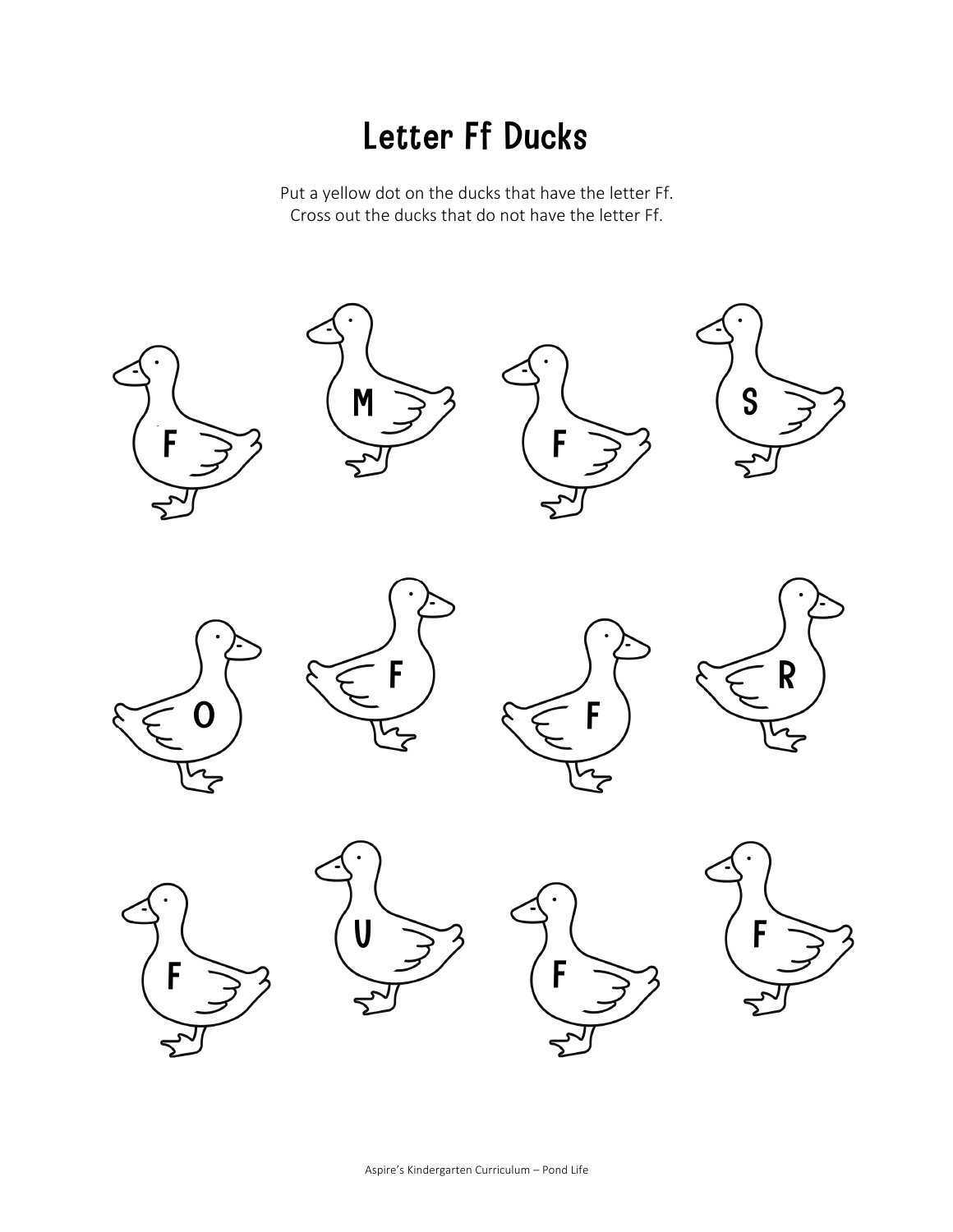# Letter Ff Ducks

Put a yellow dot on the ducks that have the letter Ff.
Cross out the ducks that do not have the letter Ff.

F M F S

O F F R

F U F F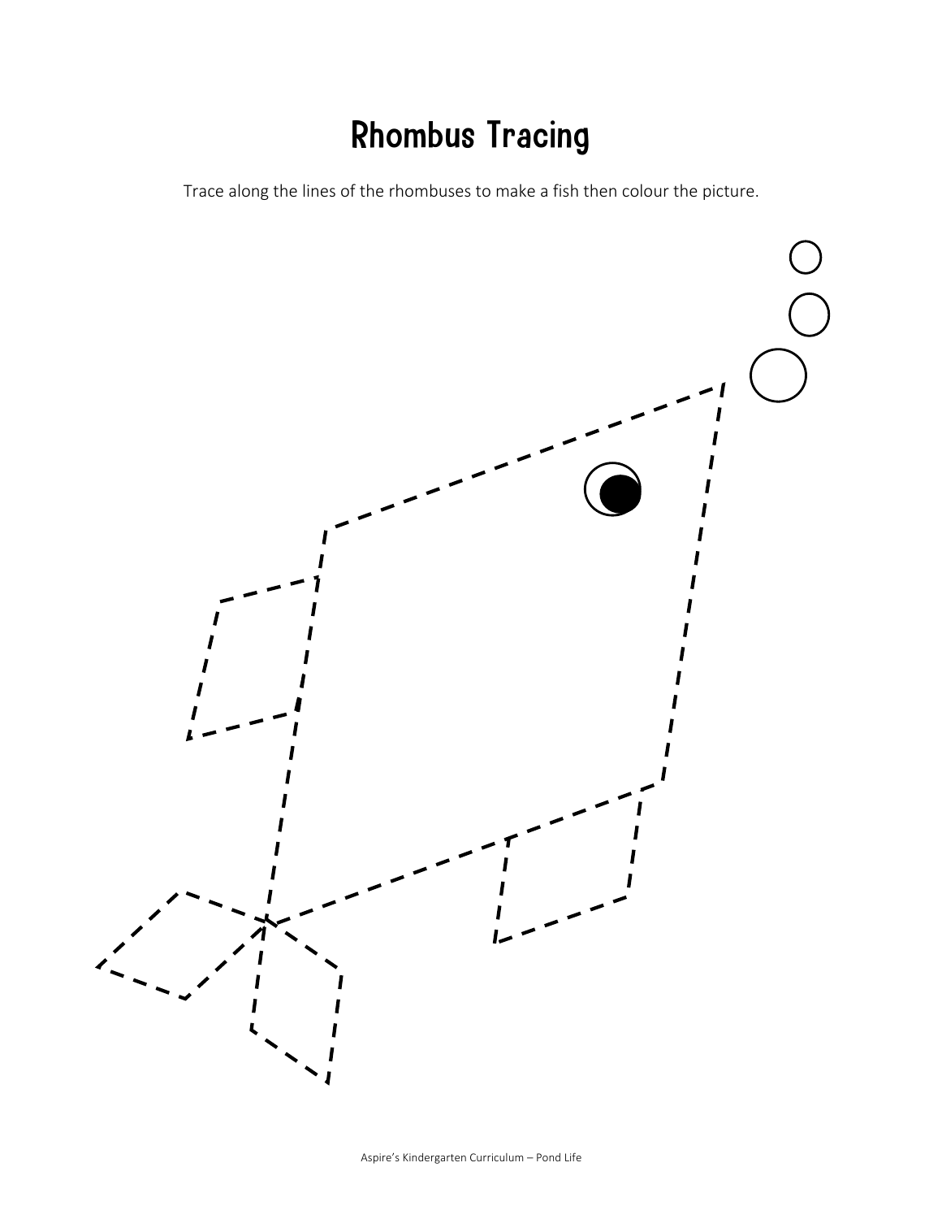# Rhombus Tracing

Trace along the lines of the rhombuses to make a fish then colour the picture.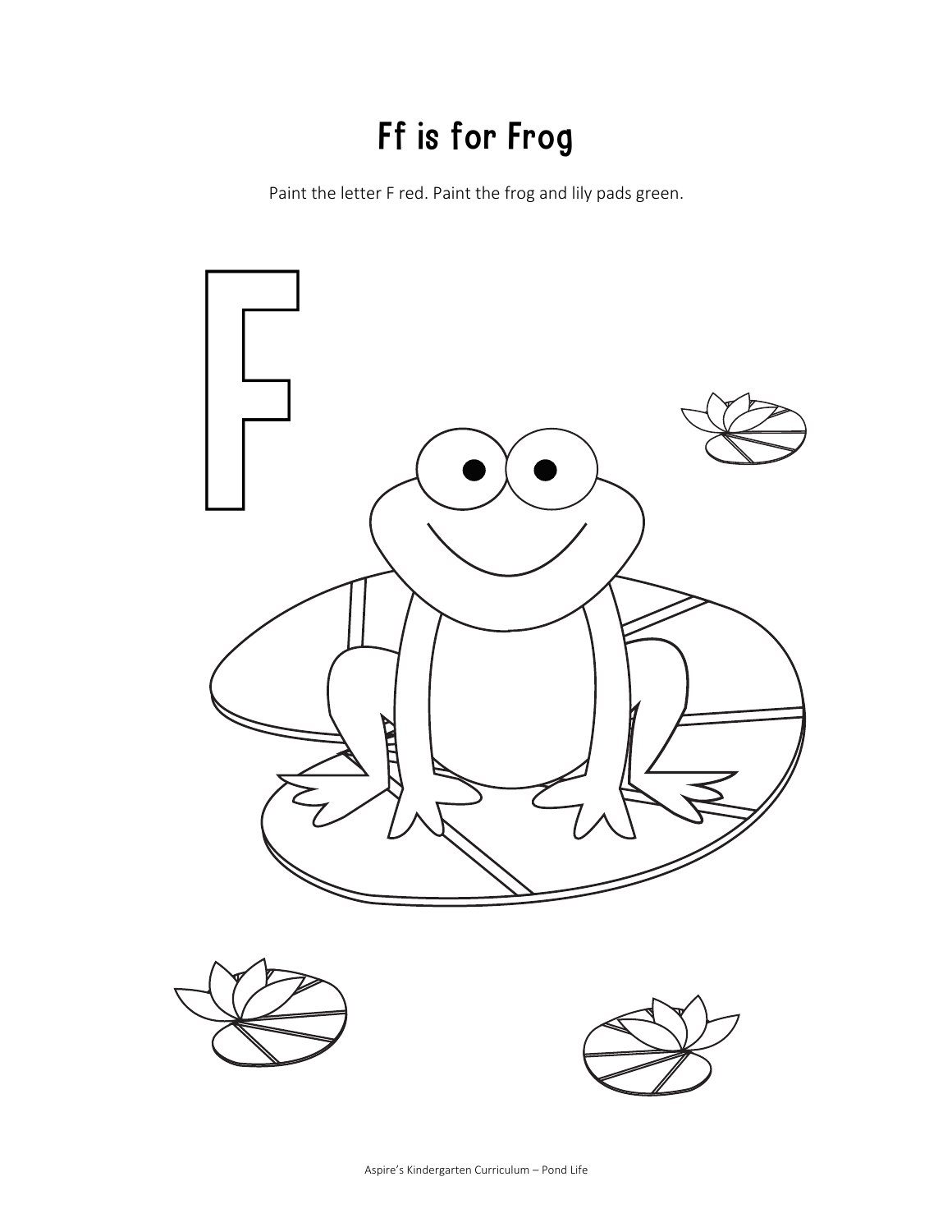# Ff is for Frog

Paint the letter F red. Paint the frog and lily pads green.

F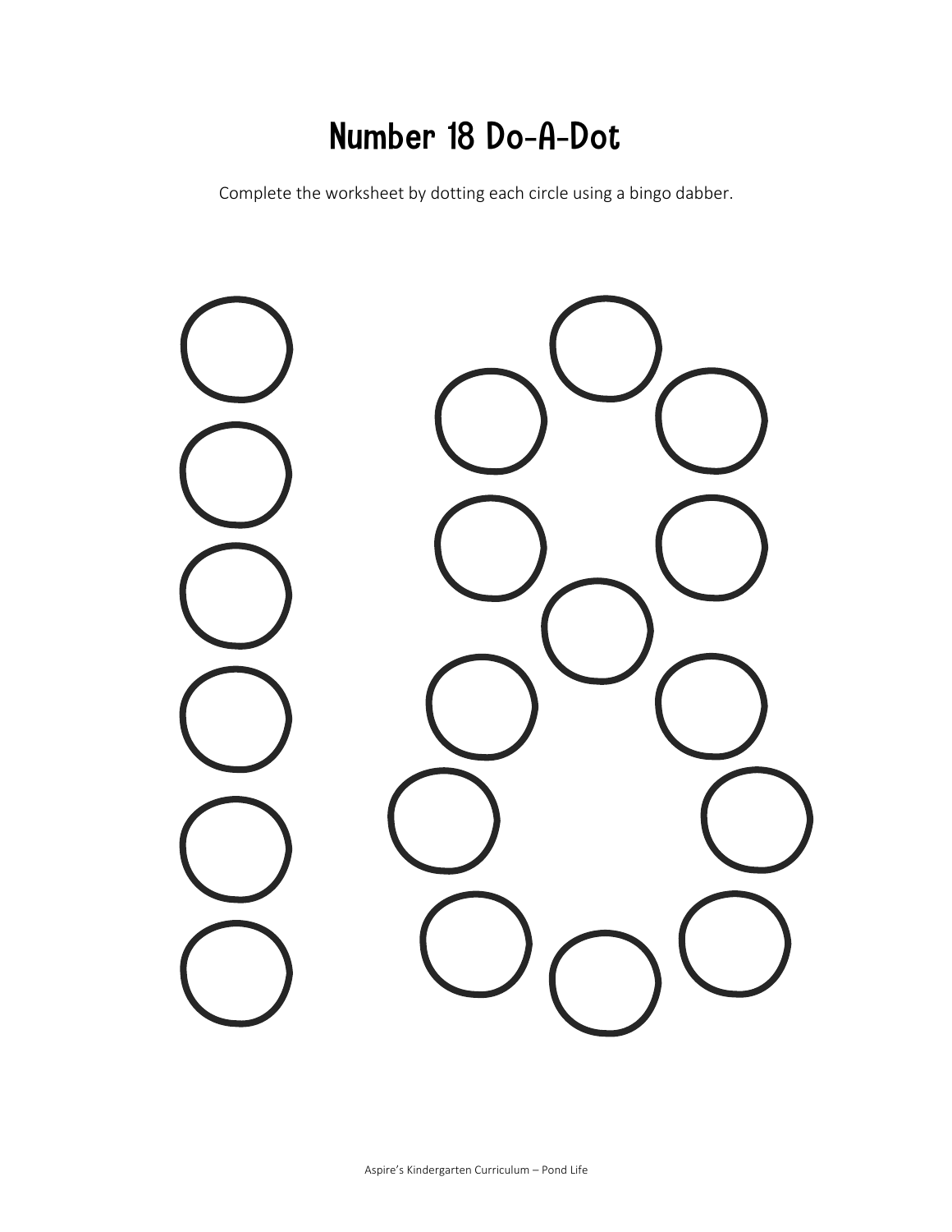# Number 18 Do-A-Dot

Complete the worksheet by dotting each circle using a bingo dabber.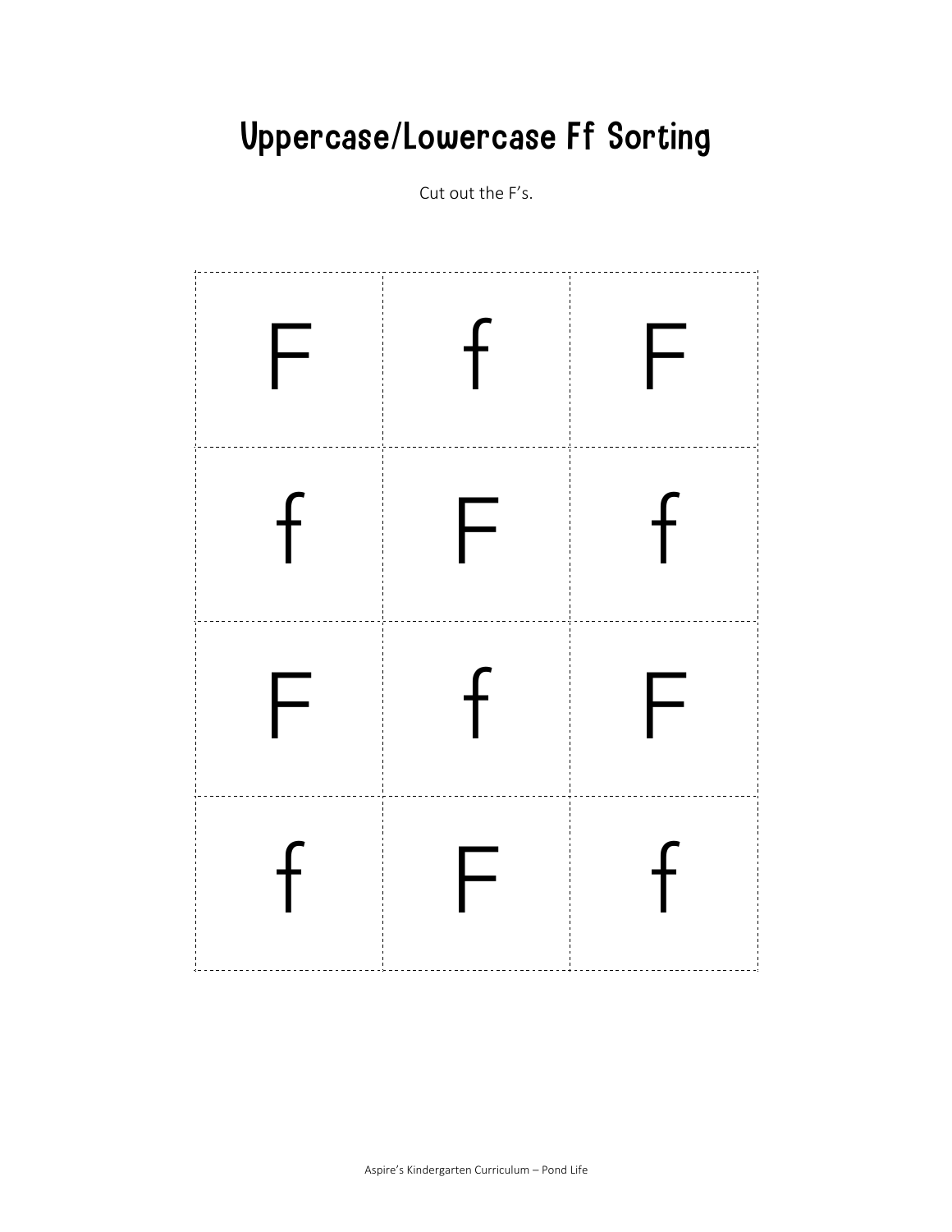# Uppercase/Lowercase Ff Sorting

Cut out the F's.

| | | |
|---|---|---|
| F | f | F |
| f | F | f |
| F | f | F |
| f | F | f |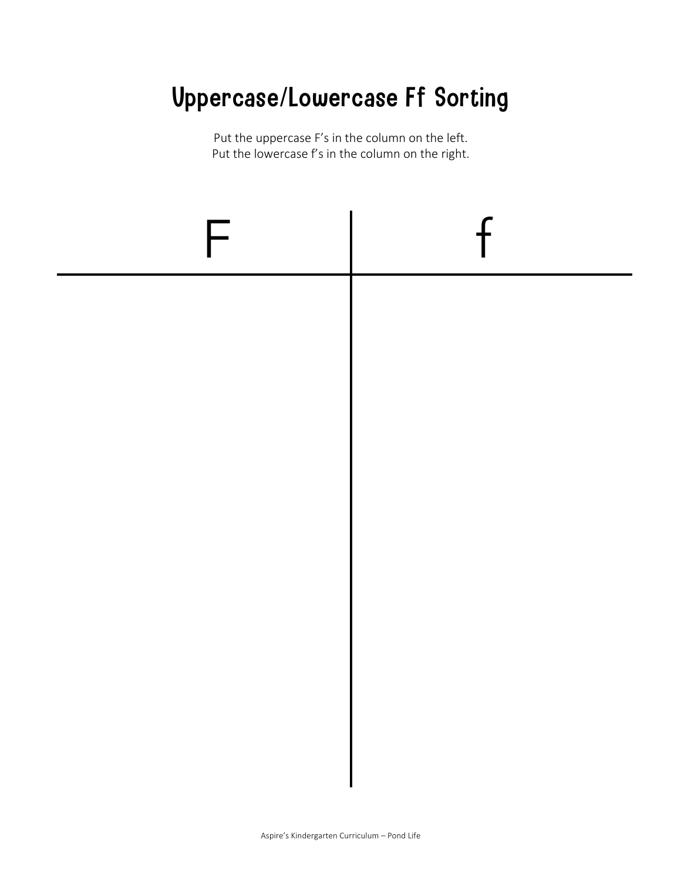# Uppercase/Lowercase Ff Sorting

Put the uppercase F's in the column on the left.
Put the lowercase f's in the column on the right.

| F | f |
|---|---|
| | |

Aspire's Kindergarten Curriculum – Pond Life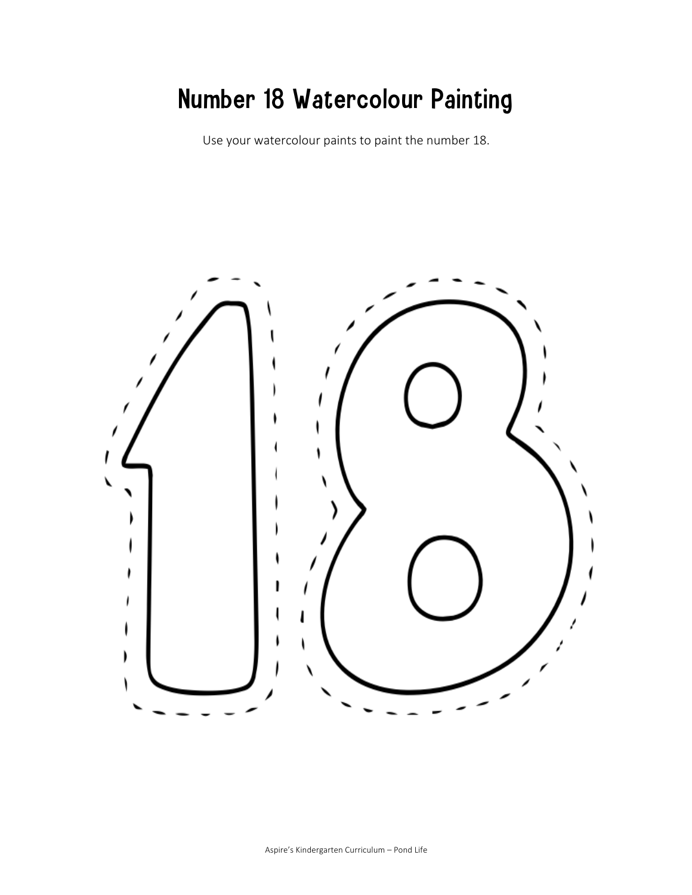# Number 18 Watercolour Painting

Use your watercolour paints to paint the number 18.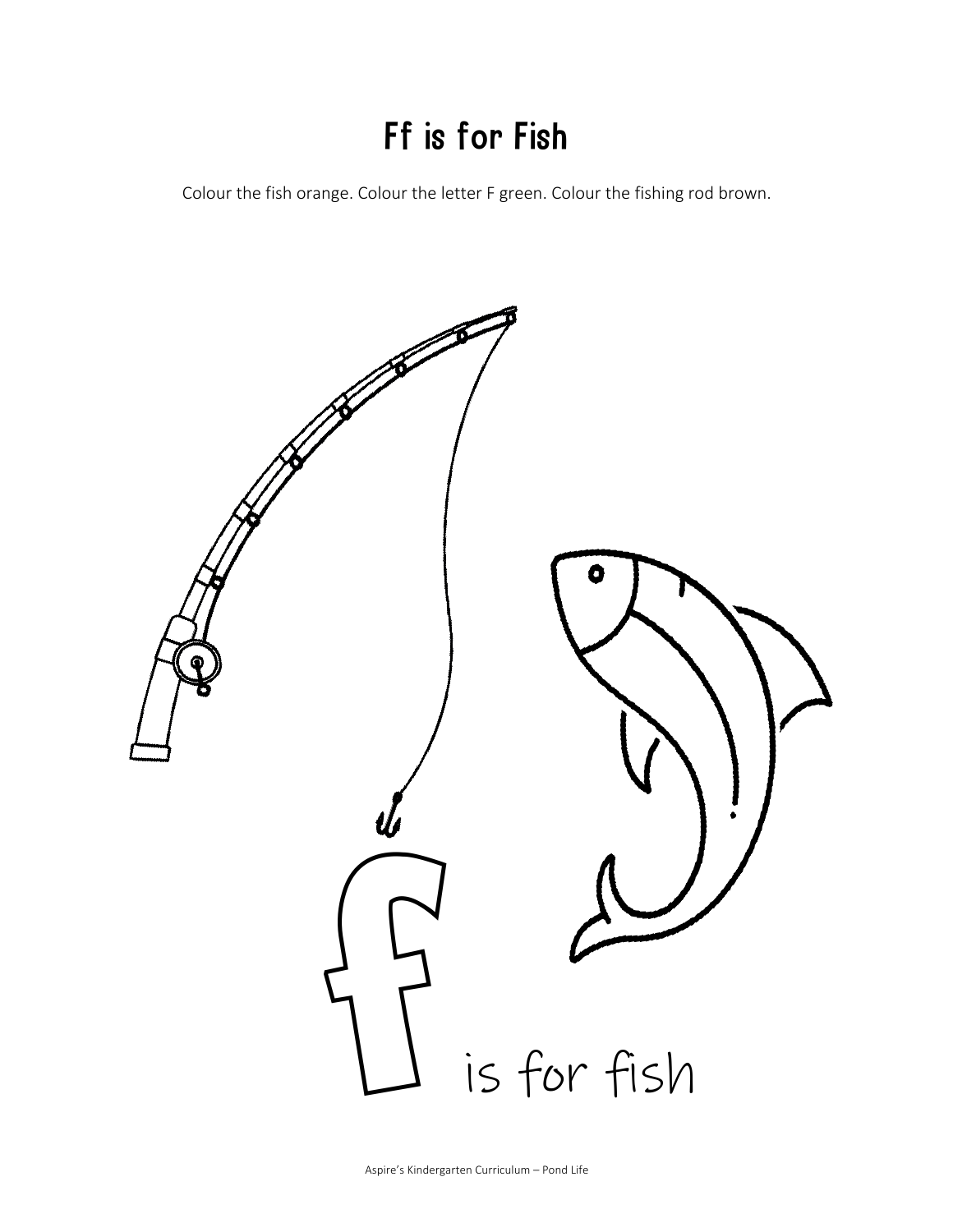# Ff is for Fish

Colour the fish orange. Colour the letter F green. Colour the fishing rod brown.

f is for fish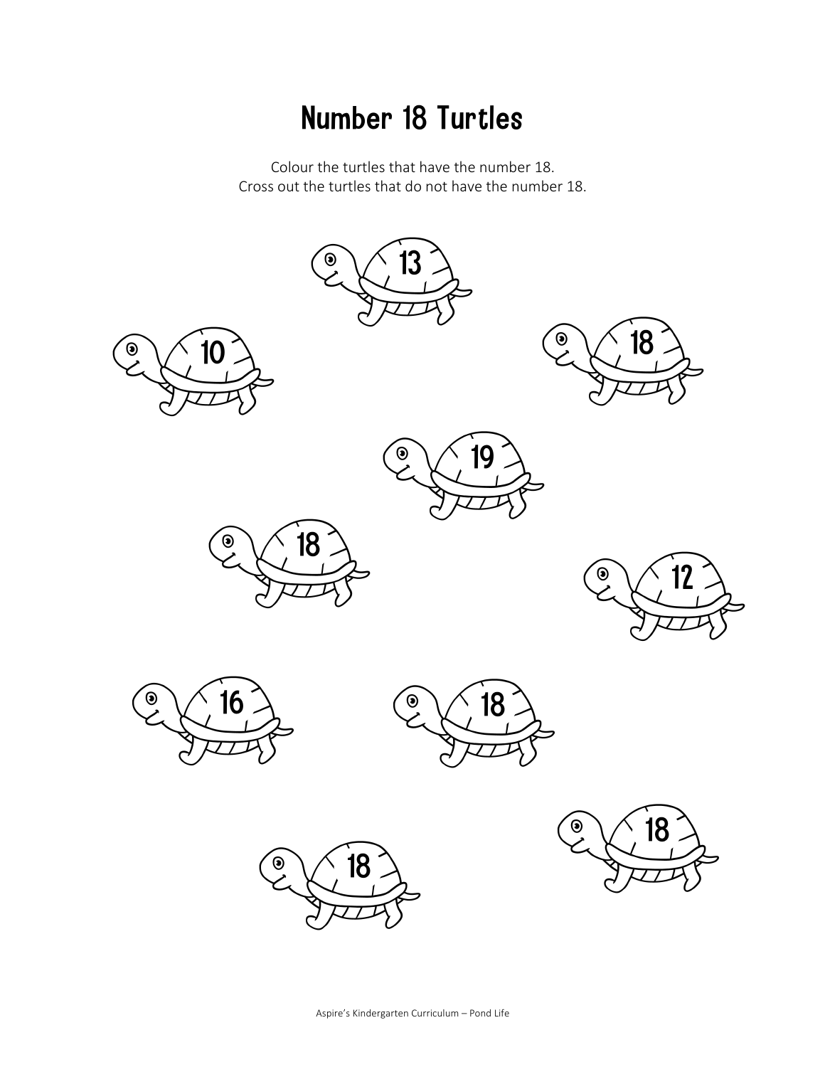# Number 18 Turtles

Colour the turtles that have the number 18.
Cross out the turtles that do not have the number 18.

13

10

18

19

18

12

16

18

18

18

Aspire's Kindergarten Curriculum – Pond Life